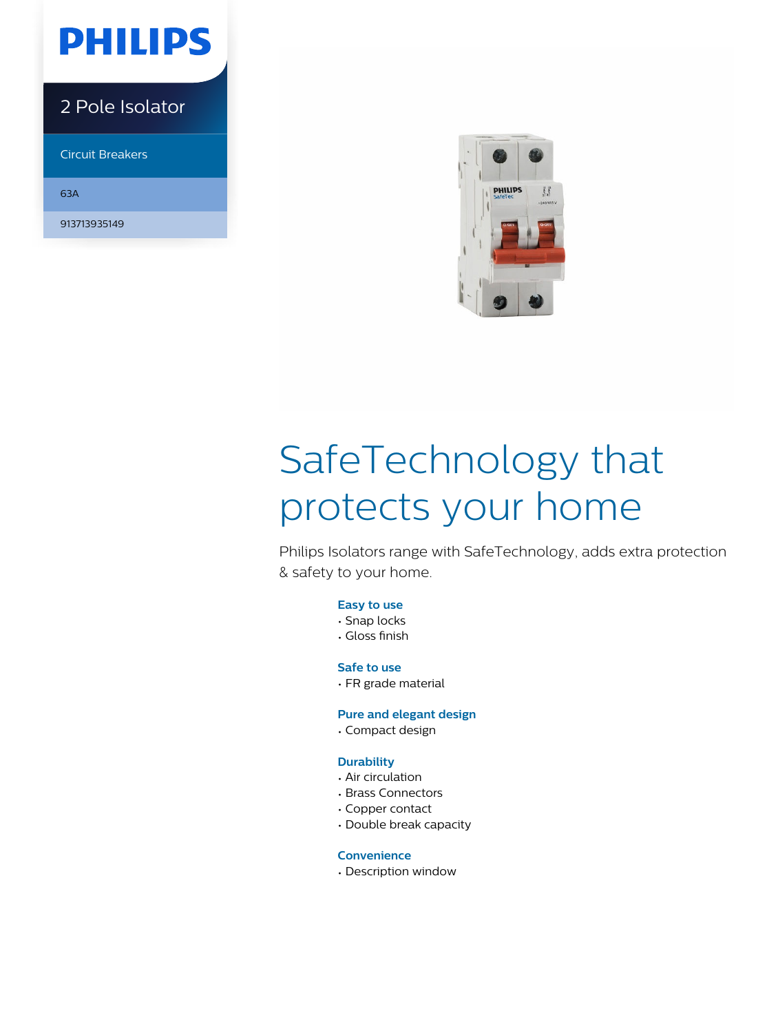PHILIPS

2 Pole Isolator

Circuit Breakers

63A

913713935149

# SafeTechnology that protects your home

Philips Isolators range with SafeTechnology, adds extra protection & safety to your home.

### Easy to use
- Snap locks
- Gloss finish

### Safe to use
- FR grade material

### Pure and elegant design
- Compact design

### Durability
- Air circulation
- Brass Connectors
- Copper contact
- Double break capacity

### Convenience
- Description window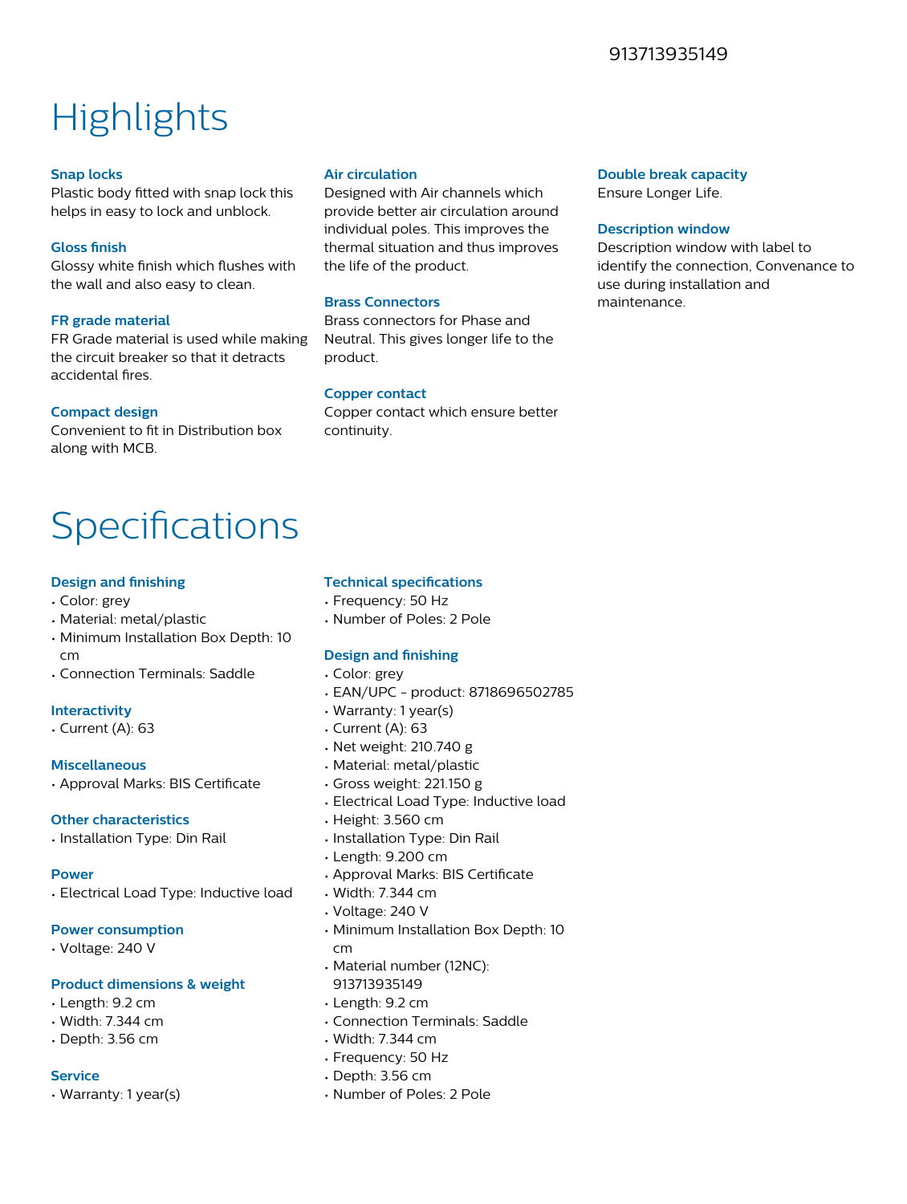# Highlights

**Snap locks**
Plastic body fitted with snap lock this helps in easy to lock and unblock.

**Gloss finish**
Glossy white finish which flushes with the wall and also easy to clean.

**FR grade material**
FR Grade material is used while making the circuit breaker so that it detracts accidental fires.

**Compact design**
Convenient to fit in Distribution box along with MCB.

**Air circulation**
Designed with Air channels which provide better air circulation around individual poles. This improves the thermal situation and thus improves the life of the product.

**Brass Connectors**
Brass connectors for Phase and Neutral. This gives longer life to the product.

**Copper contact**
Copper contact which ensure better continuity.

**Double break capacity**
Ensure Longer Life.

**Description window**
Description window with label to identify the connection, Convenance to use during installation and maintenance.

# Specifications

**Design and finishing**
- Color: grey
- Material: metal/plastic
- Minimum Installation Box Depth: 10 cm
- Connection Terminals: Saddle

**Interactivity**
- Current (A): 63

**Miscellaneous**
- Approval Marks: BIS Certificate

**Other characteristics**
- Installation Type: Din Rail

**Power**
- Electrical Load Type: Inductive load

**Power consumption**
- Voltage: 240 V

**Product dimensions & weight**
- Length: 9.2 cm
- Width: 7.344 cm
- Depth: 3.56 cm

**Service**
- Warranty: 1 year(s)

**Technical specifications**
- Frequency: 50 Hz
- Number of Poles: 2 Pole

**Design and finishing**
- Color: grey
- EAN/UPC - product: 8718696502785
- Warranty: 1 year(s)
- Current (A): 63
- Net weight: 210.740 g
- Material: metal/plastic
- Gross weight: 221.150 g
- Electrical Load Type: Inductive load
- Height: 3.560 cm
- Installation Type: Din Rail
- Length: 9.200 cm
- Approval Marks: BIS Certificate
- Width: 7.344 cm
- Voltage: 240 V
- Minimum Installation Box Depth: 10 cm
- Material number (12NC): 913713935149
- Length: 9.2 cm
- Connection Terminals: Saddle
- Width: 7.344 cm
- Frequency: 50 Hz
- Depth: 3.56 cm
- Number of Poles: 2 Pole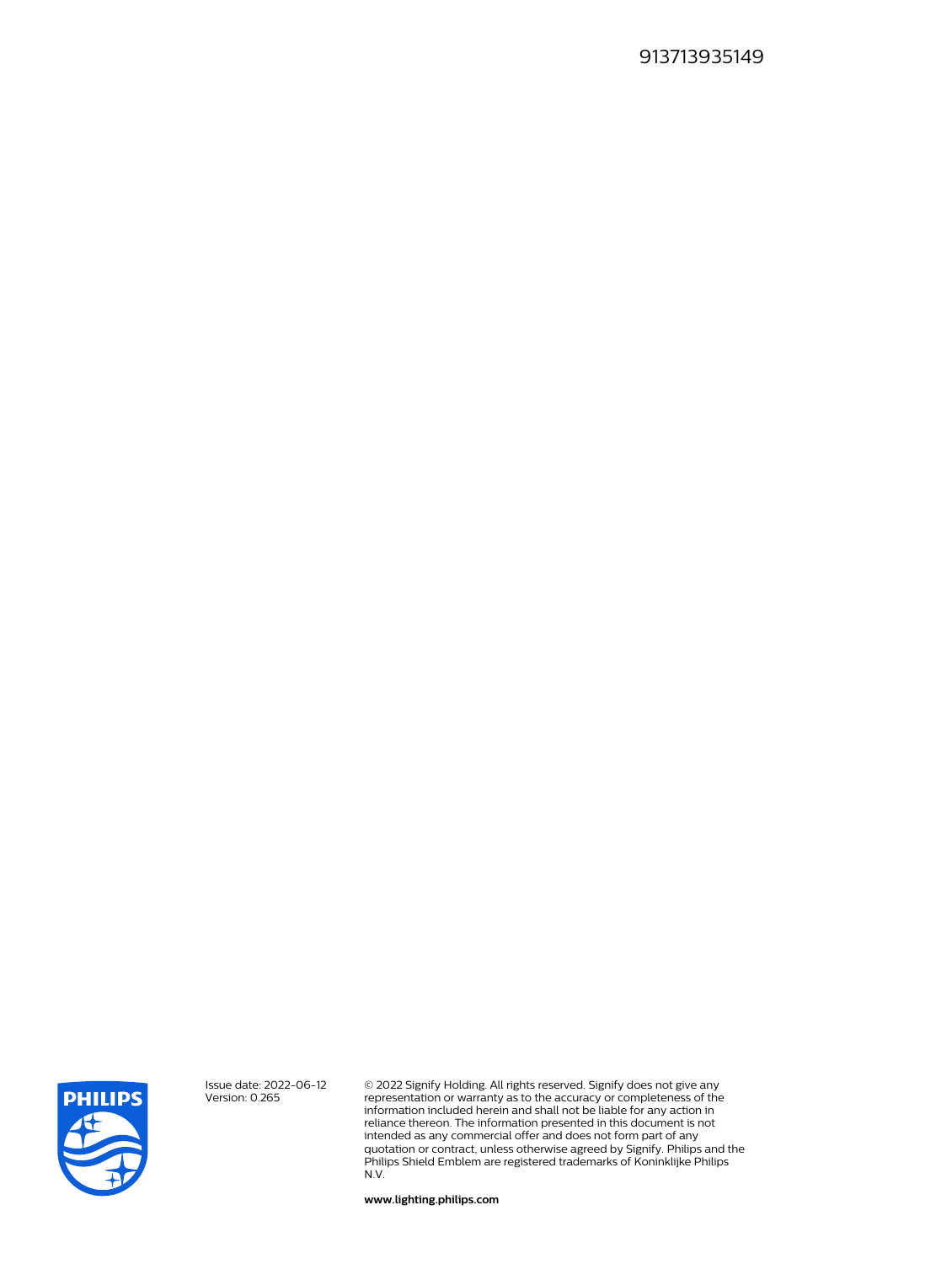913713935149

Issue date: 2022-06-12
Version: 0.265

© 2022 Signify Holding. All rights reserved. Signify does not give any representation or warranty as to the accuracy or completeness of the information included herein and shall not be liable for any action in reliance thereon. The information presented in this document is not intended as any commercial offer and does not form part of any quotation or contract, unless otherwise agreed by Signify. Philips and the Philips Shield Emblem are registered trademarks of Koninklijke Philips N.V.

**www.lighting.philips.com**